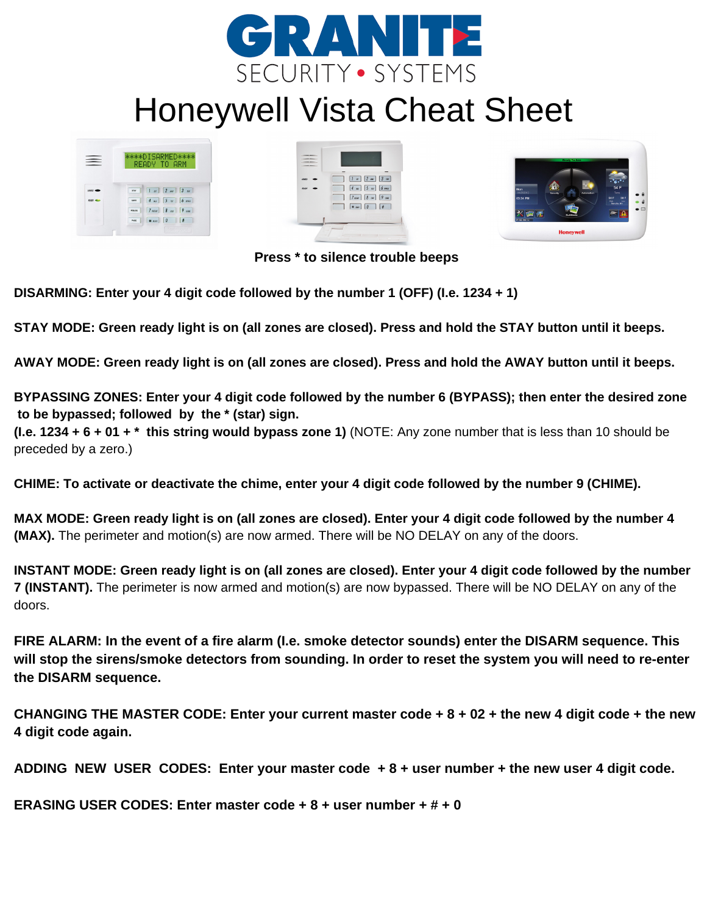# GRANITE

SECURITY • SYSTEMS

# Honeywell Vista Cheat Sheet

**Press * to silence trouble beeps**

**DISARMING: Enter your 4 digit code followed by the number 1 (OFF) (I.e. 1234 + 1)**

**STAY MODE: Green ready light is on (all zones are closed). Press and hold the STAY button until it beeps.**

**AWAY MODE: Green ready light is on (all zones are closed). Press and hold the AWAY button until it beeps.**

**BYPASSING ZONES: Enter your 4 digit code followed by the number 6 (BYPASS); then enter the desired zone to be bypassed; followed by the * (star) sign.**
**(I.e. 1234 + 6 + 01 + * this string would bypass zone 1)** (NOTE: Any zone number that is less than 10 should be preceded by a zero.)

**CHIME: To activate or deactivate the chime, enter your 4 digit code followed by the number 9 (CHIME).**

**MAX MODE: Green ready light is on (all zones are closed). Enter your 4 digit code followed by the number 4 (MAX).** The perimeter and motion(s) are now armed. There will be NO DELAY on any of the doors.

**INSTANT MODE: Green ready light is on (all zones are closed). Enter your 4 digit code followed by the number 7 (INSTANT).** The perimeter is now armed and motion(s) are now bypassed. There will be NO DELAY on any of the doors.

**FIRE ALARM: In the event of a fire alarm (I.e. smoke detector sounds) enter the DISARM sequence. This will stop the sirens/smoke detectors from sounding. In order to reset the system you will need to re-enter the DISARM sequence.**

**CHANGING THE MASTER CODE: Enter your current master code + 8 + 02 + the new 4 digit code + the new 4 digit code again.**

**ADDING NEW USER CODES: Enter your master code + 8 + user number + the new user 4 digit code.**

**ERASING USER CODES: Enter master code + 8 + user number + # + 0**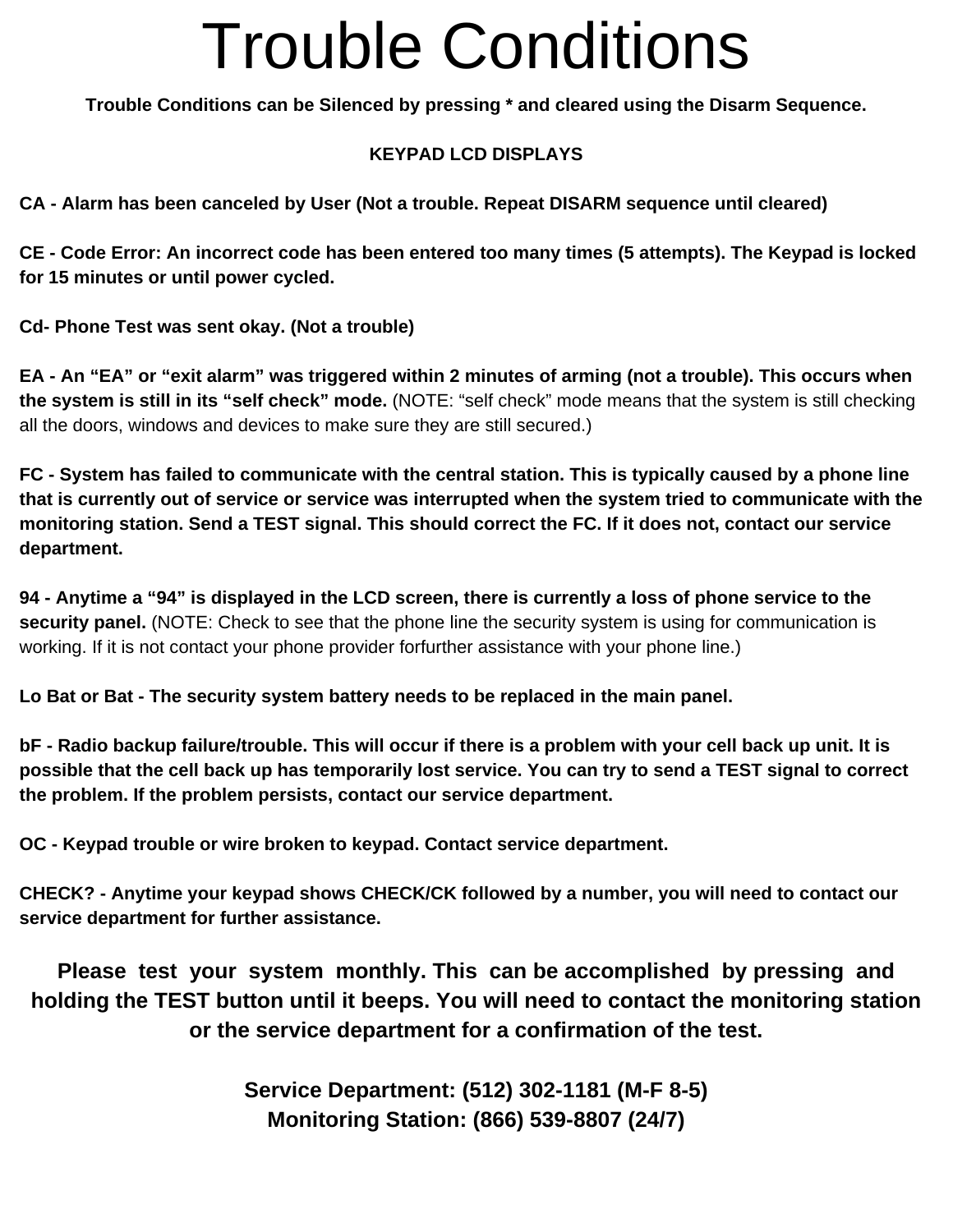# Trouble Conditions

**Trouble Conditions can be Silenced by pressing * and cleared using the Disarm Sequence.**

**KEYPAD LCD DISPLAYS**

**CA - Alarm has been canceled by User (Not a trouble. Repeat DISARM sequence until cleared)**

**CE - Code Error: An incorrect code has been entered too many times (5 attempts). The Keypad is locked for 15 minutes or until power cycled.**

**Cd- Phone Test was sent okay. (Not a trouble)**

**EA - An "EA" or "exit alarm" was triggered within 2 minutes of arming (not a trouble). This occurs when the system is still in its "self check" mode.** (NOTE: "self check" mode means that the system is still checking all the doors, windows and devices to make sure they are still secured.)

**FC - System has failed to communicate with the central station. This is typically caused by a phone line that is currently out of service or service was interrupted when the system tried to communicate with the monitoring station. Send a TEST signal. This should correct the FC. If it does not, contact our service department.**

**94 - Anytime a "94" is displayed in the LCD screen, there is currently a loss of phone service to the security panel.** (NOTE: Check to see that the phone line the security system is using for communication is working. If it is not contact your phone provider forfurther assistance with your phone line.)

**Lo Bat or Bat - The security system battery needs to be replaced in the main panel.**

**bF - Radio backup failure/trouble. This will occur if there is a problem with your cell back up unit. It is possible that the cell back up has temporarily lost service. You can try to send a TEST signal to correct the problem. If the problem persists, contact our service department.**

**OC - Keypad trouble or wire broken to keypad. Contact service department.**

**CHECK? - Anytime your keypad shows CHECK/CK followed by a number, you will need to contact our service department for further assistance.**

**Please test your system monthly. This can be accomplished by pressing and holding the TEST button until it beeps. You will need to contact the monitoring station or the service department for a confirmation of the test.**

**Service Department: (512) 302-1181 (M-F 8-5)**
**Monitoring Station: (866) 539-8807 (24/7)**